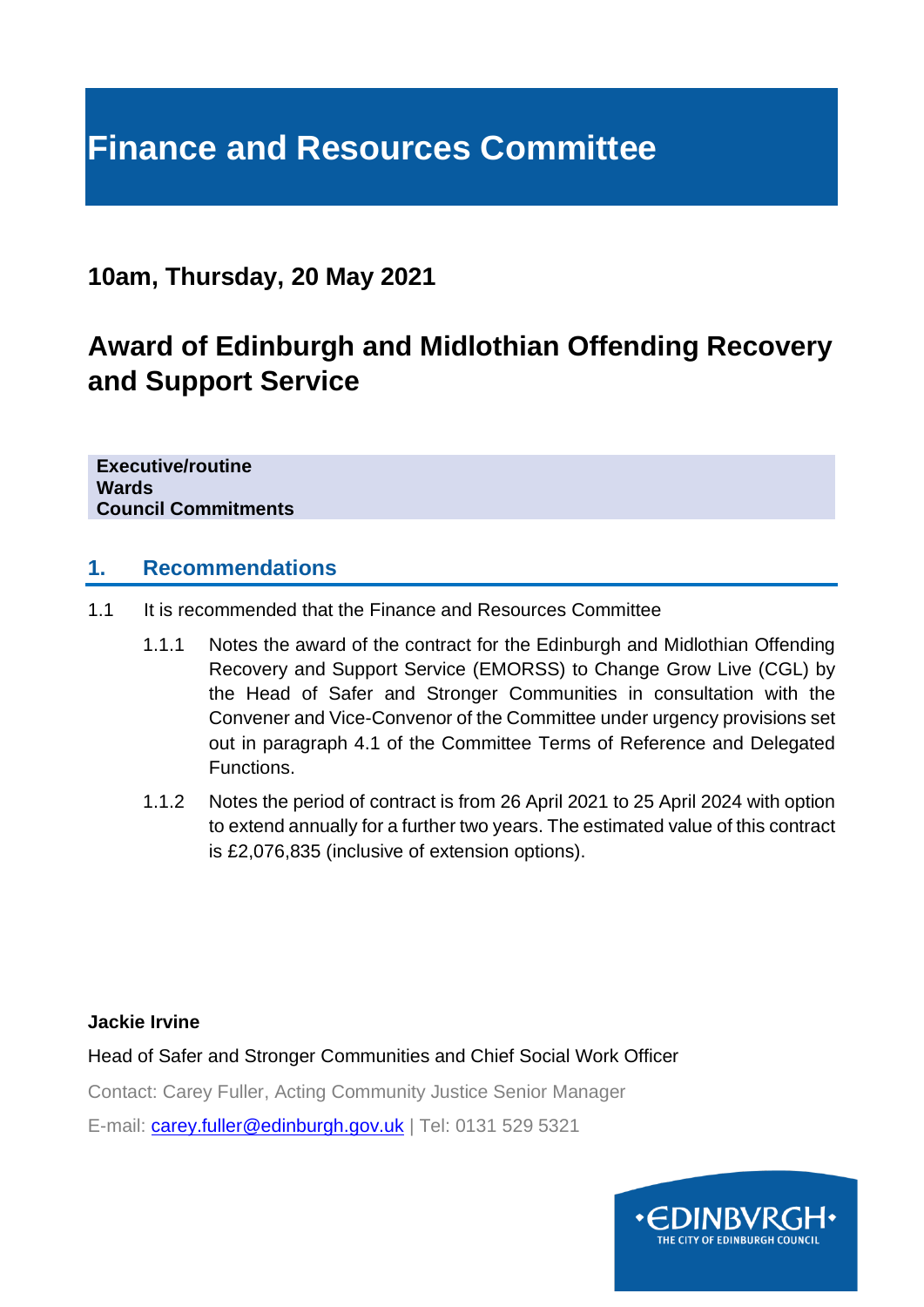# Finance and Resources Committee

## 10am, Thursday, 20 May 2021

## Award of Edinburgh and Midlothian Offending Recovery and Support Service

**Executive/routine**
**Wards**
**Council Commitments**

### 1. Recommendations

1.1 It is recommended that the Finance and Resources Committee

1.1.1 Notes the award of the contract for the Edinburgh and Midlothian Offending Recovery and Support Service (EMORSS) to Change Grow Live (CGL) by the Head of Safer and Stronger Communities in consultation with the Convener and Vice-Convenor of the Committee under urgency provisions set out in paragraph 4.1 of the Committee Terms of Reference and Delegated Functions.

1.1.2 Notes the period of contract is from 26 April 2021 to 25 April 2024 with option to extend annually for a further two years. The estimated value of this contract is £2,076,835 (inclusive of extension options).

**Jackie Irvine**

Head of Safer and Stronger Communities and Chief Social Work Officer

Contact: Carey Fuller, Acting Community Justice Senior Manager

E-mail: carey.fuller@edinburgh.gov.uk | Tel: 0131 529 5321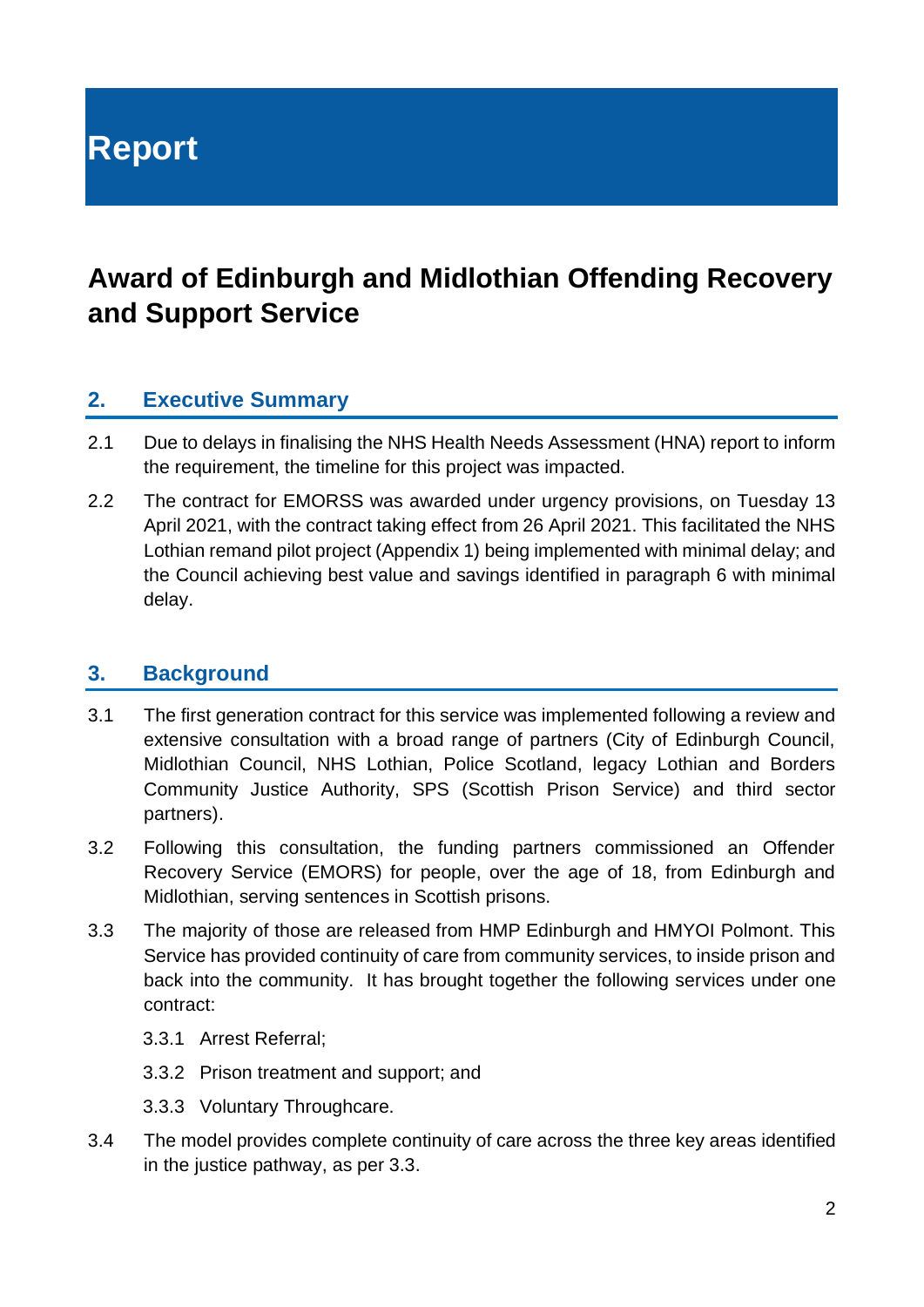# Report

# Award of Edinburgh and Midlothian Offending Recovery and Support Service

## 2. Executive Summary

2.1 Due to delays in finalising the NHS Health Needs Assessment (HNA) report to inform the requirement, the timeline for this project was impacted.

2.2 The contract for EMORSS was awarded under urgency provisions, on Tuesday 13 April 2021, with the contract taking effect from 26 April 2021. This facilitated the NHS Lothian remand pilot project (Appendix 1) being implemented with minimal delay; and the Council achieving best value and savings identified in paragraph 6 with minimal delay.

## 3. Background

3.1 The first generation contract for this service was implemented following a review and extensive consultation with a broad range of partners (City of Edinburgh Council, Midlothian Council, NHS Lothian, Police Scotland, legacy Lothian and Borders Community Justice Authority, SPS (Scottish Prison Service) and third sector partners).

3.2 Following this consultation, the funding partners commissioned an Offender Recovery Service (EMORS) for people, over the age of 18, from Edinburgh and Midlothian, serving sentences in Scottish prisons.

3.3 The majority of those are released from HMP Edinburgh and HMYOI Polmont. This Service has provided continuity of care from community services, to inside prison and back into the community. It has brought together the following services under one contract:

- 3.3.1 Arrest Referral;
- 3.3.2 Prison treatment and support; and
- 3.3.3 Voluntary Throughcare.

3.4 The model provides complete continuity of care across the three key areas identified in the justice pathway, as per 3.3.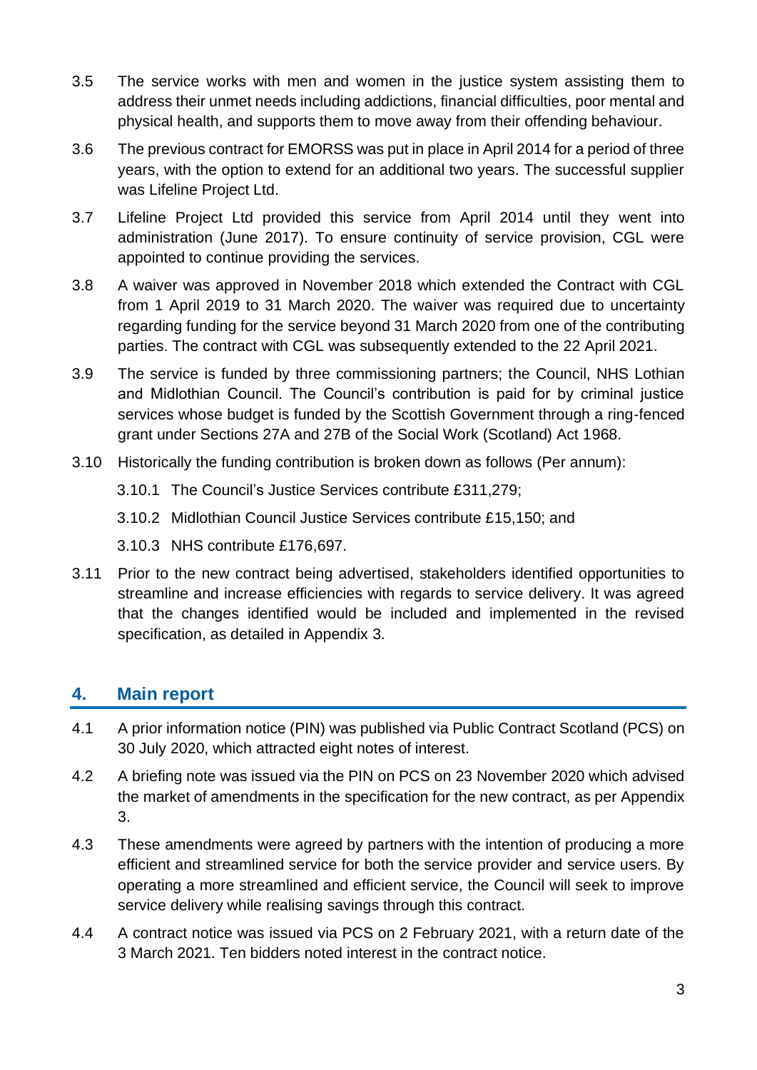3.5 The service works with men and women in the justice system assisting them to address their unmet needs including addictions, financial difficulties, poor mental and physical health, and supports them to move away from their offending behaviour.

3.6 The previous contract for EMORSS was put in place in April 2014 for a period of three years, with the option to extend for an additional two years. The successful supplier was Lifeline Project Ltd.

3.7 Lifeline Project Ltd provided this service from April 2014 until they went into administration (June 2017). To ensure continuity of service provision, CGL were appointed to continue providing the services.

3.8 A waiver was approved in November 2018 which extended the Contract with CGL from 1 April 2019 to 31 March 2020. The waiver was required due to uncertainty regarding funding for the service beyond 31 March 2020 from one of the contributing parties. The contract with CGL was subsequently extended to the 22 April 2021.

3.9 The service is funded by three commissioning partners; the Council, NHS Lothian and Midlothian Council. The Council's contribution is paid for by criminal justice services whose budget is funded by the Scottish Government through a ring-fenced grant under Sections 27A and 27B of the Social Work (Scotland) Act 1968.

3.10 Historically the funding contribution is broken down as follows (Per annum):

3.10.1 The Council's Justice Services contribute £311,279;

3.10.2 Midlothian Council Justice Services contribute £15,150; and

3.10.3 NHS contribute £176,697.

3.11 Prior to the new contract being advertised, stakeholders identified opportunities to streamline and increase efficiencies with regards to service delivery. It was agreed that the changes identified would be included and implemented in the revised specification, as detailed in Appendix 3.

## 4. Main report

4.1 A prior information notice (PIN) was published via Public Contract Scotland (PCS) on 30 July 2020, which attracted eight notes of interest.

4.2 A briefing note was issued via the PIN on PCS on 23 November 2020 which advised the market of amendments in the specification for the new contract, as per Appendix 3.

4.3 These amendments were agreed by partners with the intention of producing a more efficient and streamlined service for both the service provider and service users. By operating a more streamlined and efficient service, the Council will seek to improve service delivery while realising savings through this contract.

4.4 A contract notice was issued via PCS on 2 February 2021, with a return date of the 3 March 2021. Ten bidders noted interest in the contract notice.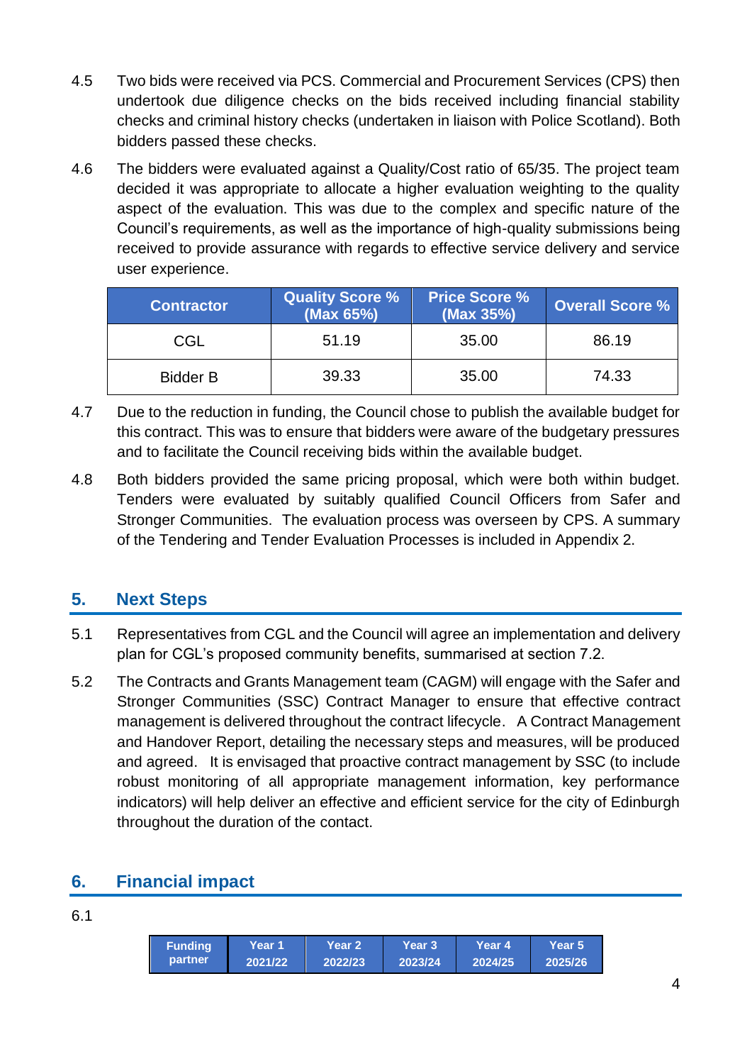4.5 Two bids were received via PCS. Commercial and Procurement Services (CPS) then undertook due diligence checks on the bids received including financial stability checks and criminal history checks (undertaken in liaison with Police Scotland). Both bidders passed these checks.

4.6 The bidders were evaluated against a Quality/Cost ratio of 65/35. The project team decided it was appropriate to allocate a higher evaluation weighting to the quality aspect of the evaluation. This was due to the complex and specific nature of the Council's requirements, as well as the importance of high-quality submissions being received to provide assurance with regards to effective service delivery and service user experience.

| Contractor | Quality Score % (Max 65%) | Price Score % (Max 35%) | Overall Score % |
|---|---|---|---|
| CGL | 51.19 | 35.00 | 86.19 |
| Bidder B | 39.33 | 35.00 | 74.33 |

4.7 Due to the reduction in funding, the Council chose to publish the available budget for this contract. This was to ensure that bidders were aware of the budgetary pressures and to facilitate the Council receiving bids within the available budget.

4.8 Both bidders provided the same pricing proposal, which were both within budget. Tenders were evaluated by suitably qualified Council Officers from Safer and Stronger Communities. The evaluation process was overseen by CPS. A summary of the Tendering and Tender Evaluation Processes is included in Appendix 2.

## 5. Next Steps

5.1 Representatives from CGL and the Council will agree an implementation and delivery plan for CGL's proposed community benefits, summarised at section 7.2.

5.2 The Contracts and Grants Management team (CAGM) will engage with the Safer and Stronger Communities (SSC) Contract Manager to ensure that effective contract management is delivered throughout the contract lifecycle. A Contract Management and Handover Report, detailing the necessary steps and measures, will be produced and agreed. It is envisaged that proactive contract management by SSC (to include robust monitoring of all appropriate management information, key performance indicators) will help deliver an effective and efficient service for the city of Edinburgh throughout the duration of the contact.

## 6. Financial impact

6.1

| Funding partner | Year 1 2021/22 | Year 2 2022/23 | Year 3 2023/24 | Year 4 2024/25 | Year 5 2025/26 |
|---|---|---|---|---|---|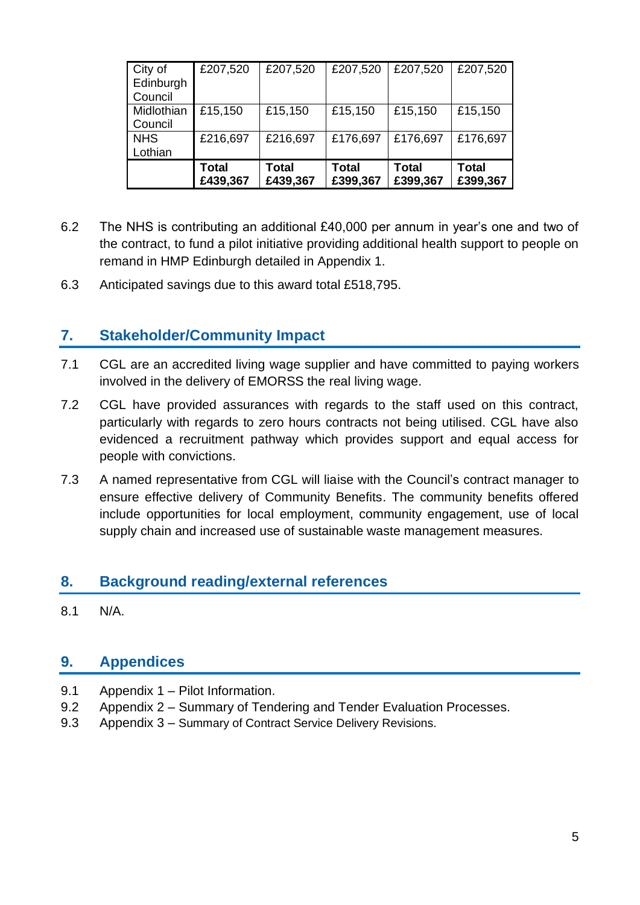| | | | | | |
|---|---|---|---|---|---|
| City of Edinburgh Council | £207,520 | £207,520 | £207,520 | £207,520 | £207,520 |
| Midlothian Council | £15,150 | £15,150 | £15,150 | £15,150 | £15,150 |
| NHS Lothian | £216,697 | £216,697 | £176,697 | £176,697 | £176,697 |
| | **Total £439,367** | **Total £439,367** | **Total £399,367** | **Total £399,367** | **Total £399,367** |

6.2 The NHS is contributing an additional £40,000 per annum in year's one and two of the contract, to fund a pilot initiative providing additional health support to people on remand in HMP Edinburgh detailed in Appendix 1.

6.3 Anticipated savings due to this award total £518,795.

## 7. Stakeholder/Community Impact

7.1 CGL are an accredited living wage supplier and have committed to paying workers involved in the delivery of EMORSS the real living wage.

7.2 CGL have provided assurances with regards to the staff used on this contract, particularly with regards to zero hours contracts not being utilised. CGL have also evidenced a recruitment pathway which provides support and equal access for people with convictions.

7.3 A named representative from CGL will liaise with the Council's contract manager to ensure effective delivery of Community Benefits. The community benefits offered include opportunities for local employment, community engagement, use of local supply chain and increased use of sustainable waste management measures.

## 8. Background reading/external references

8.1 N/A.

## 9. Appendices

9.1 Appendix 1 – Pilot Information.
9.2 Appendix 2 – Summary of Tendering and Tender Evaluation Processes.
9.3 Appendix 3 – Summary of Contract Service Delivery Revisions.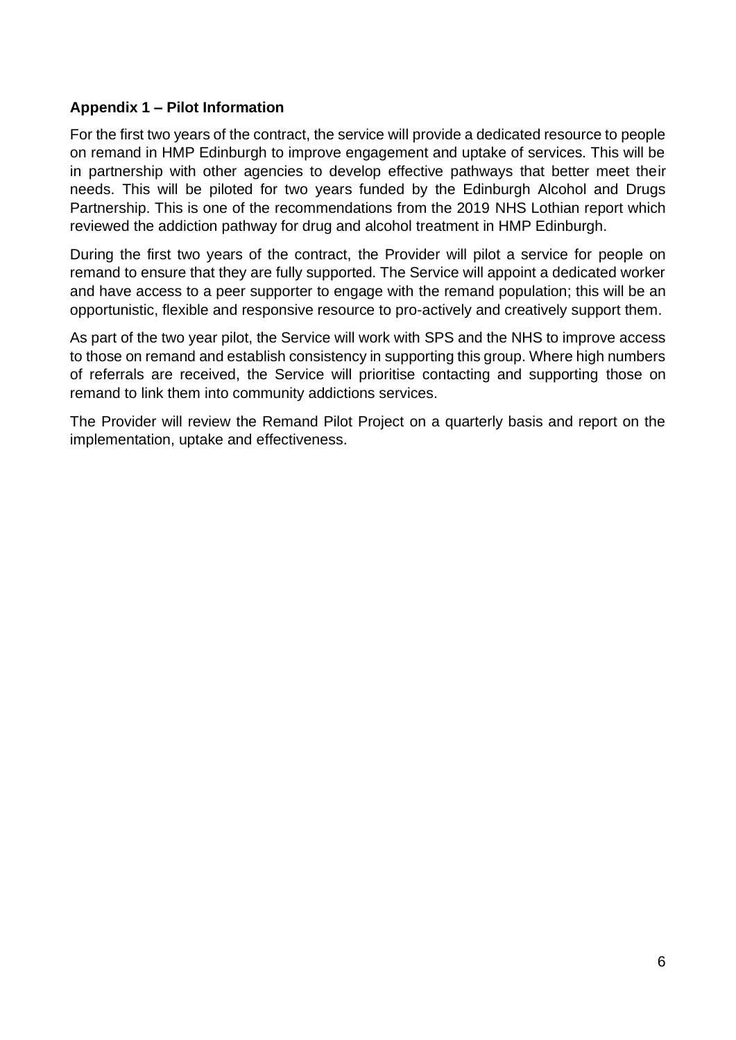**Appendix 1 – Pilot Information**

For the first two years of the contract, the service will provide a dedicated resource to people on remand in HMP Edinburgh to improve engagement and uptake of services. This will be in partnership with other agencies to develop effective pathways that better meet their needs. This will be piloted for two years funded by the Edinburgh Alcohol and Drugs Partnership. This is one of the recommendations from the 2019 NHS Lothian report which reviewed the addiction pathway for drug and alcohol treatment in HMP Edinburgh.

During the first two years of the contract, the Provider will pilot a service for people on remand to ensure that they are fully supported. The Service will appoint a dedicated worker and have access to a peer supporter to engage with the remand population; this will be an opportunistic, flexible and responsive resource to pro-actively and creatively support them.

As part of the two year pilot, the Service will work with SPS and the NHS to improve access to those on remand and establish consistency in supporting this group. Where high numbers of referrals are received, the Service will prioritise contacting and supporting those on remand to link them into community addictions services.

The Provider will review the Remand Pilot Project on a quarterly basis and report on the implementation, uptake and effectiveness.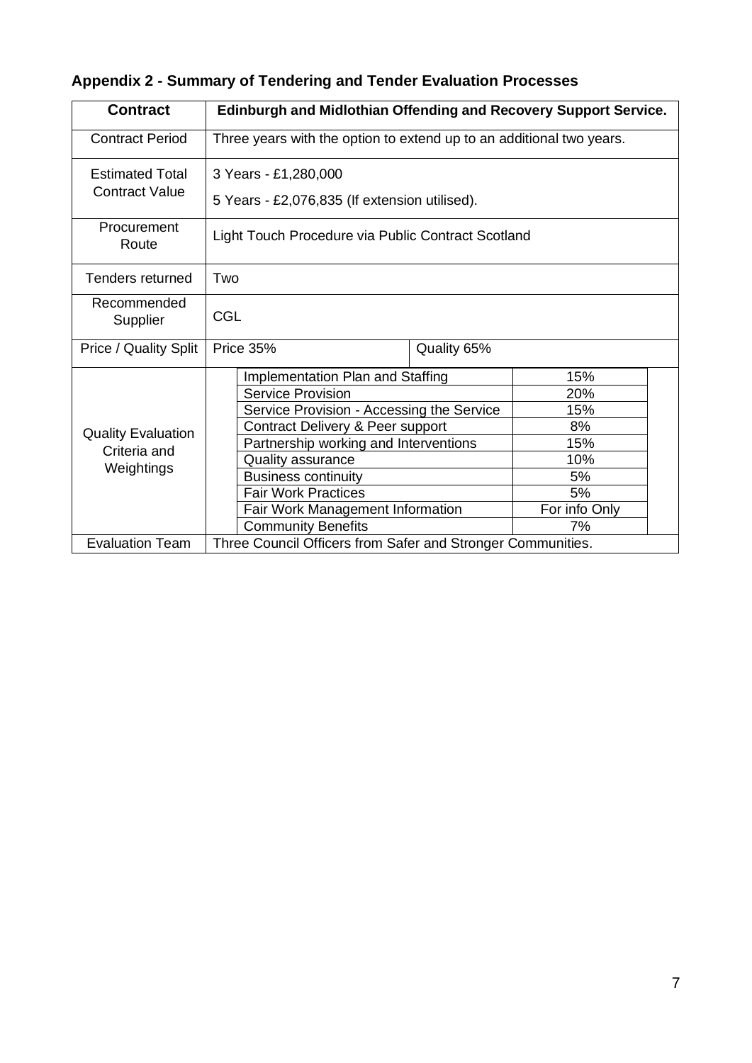## Appendix 2 - Summary of Tendering and Tender Evaluation Processes

| **Contract** | **Edinburgh and Midlothian Offending and Recovery Support Service.** | |
|---|---|---|
| Contract Period | Three years with the option to extend up to an additional two years. | |
| Estimated Total Contract Value | 3 Years - £1,280,000<br>5 Years - £2,076,835 (If extension utilised). | |
| Procurement Route | Light Touch Procedure via Public Contract Scotland | |
| Tenders returned | Two | |
| Recommended Supplier | CGL | |
| Price / Quality Split | Price 35% | Quality 65% |
| Quality Evaluation Criteria and Weightings | Implementation Plan and Staffing | 15% |
| | Service Provision | 20% |
| | Service Provision - Accessing the Service | 15% |
| | Contract Delivery & Peer support | 8% |
| | Partnership working and Interventions | 15% |
| | Quality assurance | 10% |
| | Business continuity | 5% |
| | Fair Work Practices | 5% |
| | Fair Work Management Information | For info Only |
| | Community Benefits | 7% |
| Evaluation Team | Three Council Officers from Safer and Stronger Communities. | |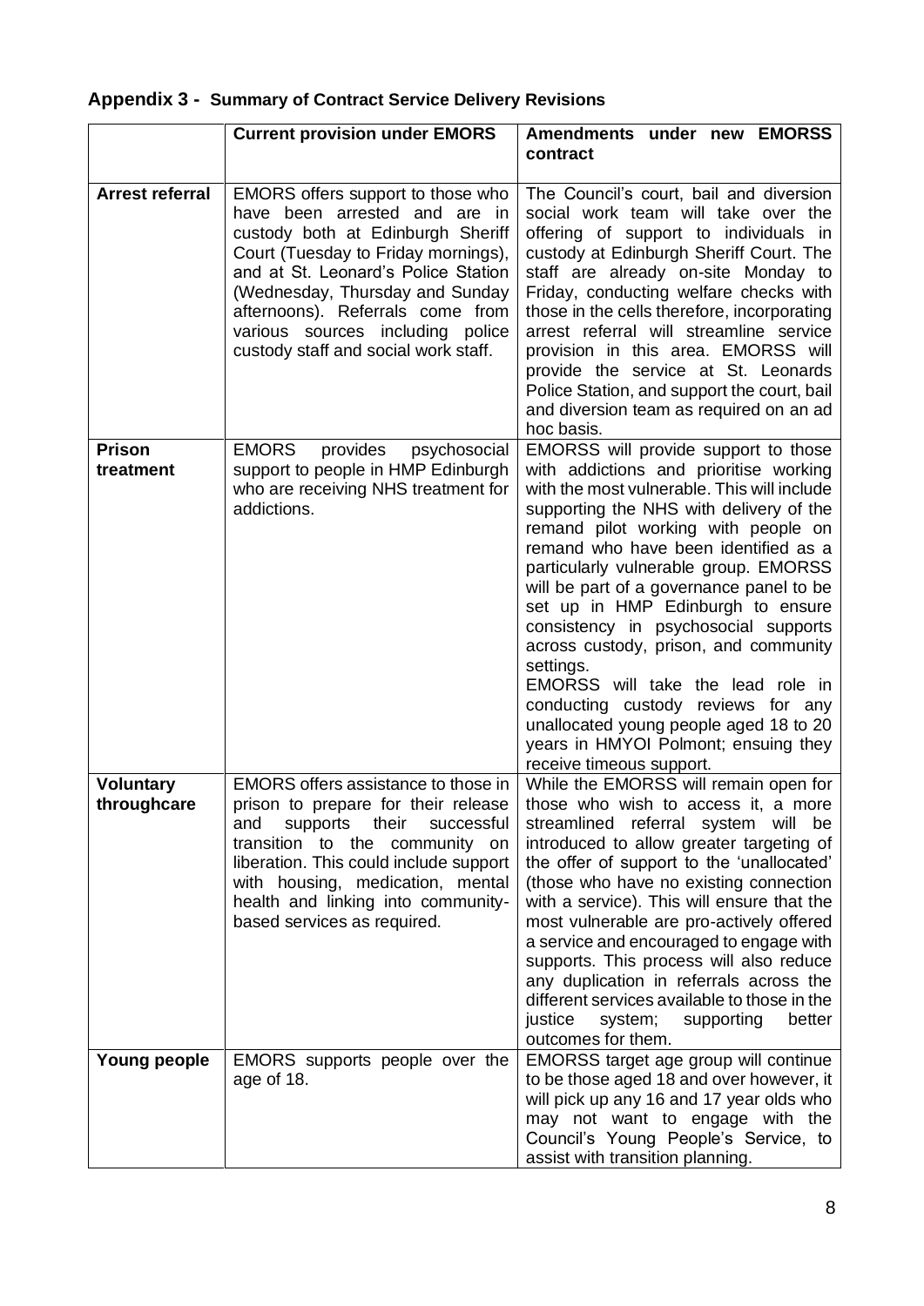## Appendix 3 - Summary of Contract Service Delivery Revisions

| | Current provision under EMORS | Amendments under new EMORSS contract |
|---|---|---|
| **Arrest referral** | EMORS offers support to those who have been arrested and are in custody both at Edinburgh Sheriff Court (Tuesday to Friday mornings), and at St. Leonard's Police Station (Wednesday, Thursday and Sunday afternoons). Referrals come from various sources including police custody staff and social work staff. | The Council's court, bail and diversion social work team will take over the offering of support to individuals in custody at Edinburgh Sheriff Court. The staff are already on-site Monday to Friday, conducting welfare checks with those in the cells therefore, incorporating arrest referral will streamline service provision in this area. EMORSS will provide the service at St. Leonards Police Station, and support the court, bail and diversion team as required on an ad hoc basis. |
| **Prison treatment** | EMORS provides psychosocial support to people in HMP Edinburgh who are receiving NHS treatment for addictions. | EMORSS will provide support to those with addictions and prioritise working with the most vulnerable. This will include supporting the NHS with delivery of the remand pilot working with people on remand who have been identified as a particularly vulnerable group. EMORSS will be part of a governance panel to be set up in HMP Edinburgh to ensure consistency in psychosocial supports across custody, prison, and community settings.<br>EMORSS will take the lead role in conducting custody reviews for any unallocated young people aged 18 to 20 years in HMYOI Polmont; ensuing they receive timeous support. |
| **Voluntary throughcare** | EMORS offers assistance to those in prison to prepare for their release and supports their successful transition to the community on liberation. This could include support with housing, medication, mental health and linking into community-based services as required. | While the EMORSS will remain open for those who wish to access it, a more streamlined referral system will be introduced to allow greater targeting of the offer of support to the 'unallocated' (those who have no existing connection with a service). This will ensure that the most vulnerable are pro-actively offered a service and encouraged to engage with supports. This process will also reduce any duplication in referrals across the different services available to those in the justice system; supporting better outcomes for them. |
| **Young people** | EMORS supports people over the age of 18. | EMORSS target age group will continue to be those aged 18 and over however, it will pick up any 16 and 17 year olds who may not want to engage with the Council's Young People's Service, to assist with transition planning. |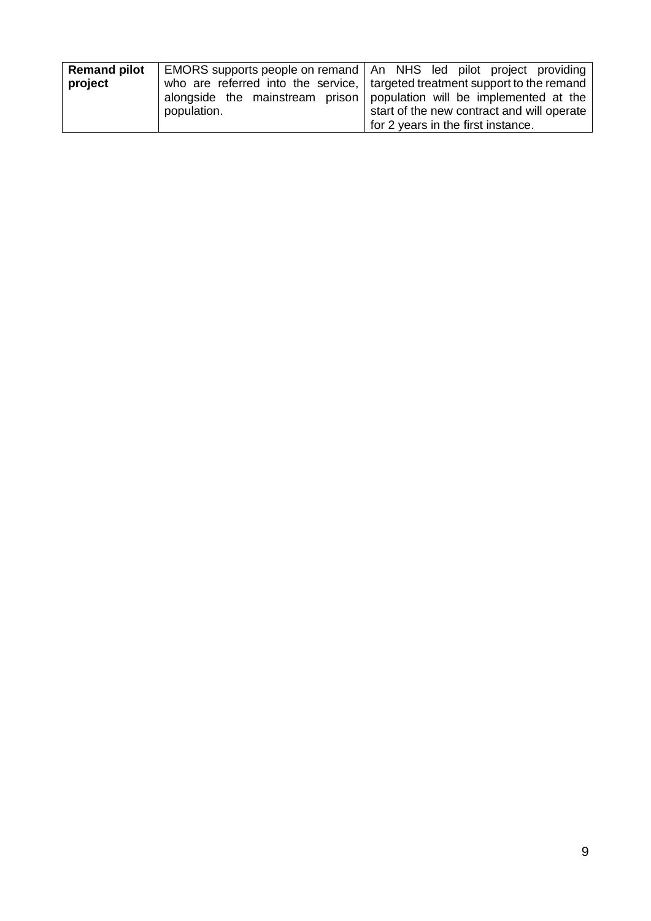| | | |
|---|---|---|
| **Remand pilot project** | EMORS supports people on remand who are referred into the service, alongside the mainstream prison population. | An NHS led pilot project providing targeted treatment support to the remand population will be implemented at the start of the new contract and will operate for 2 years in the first instance. |